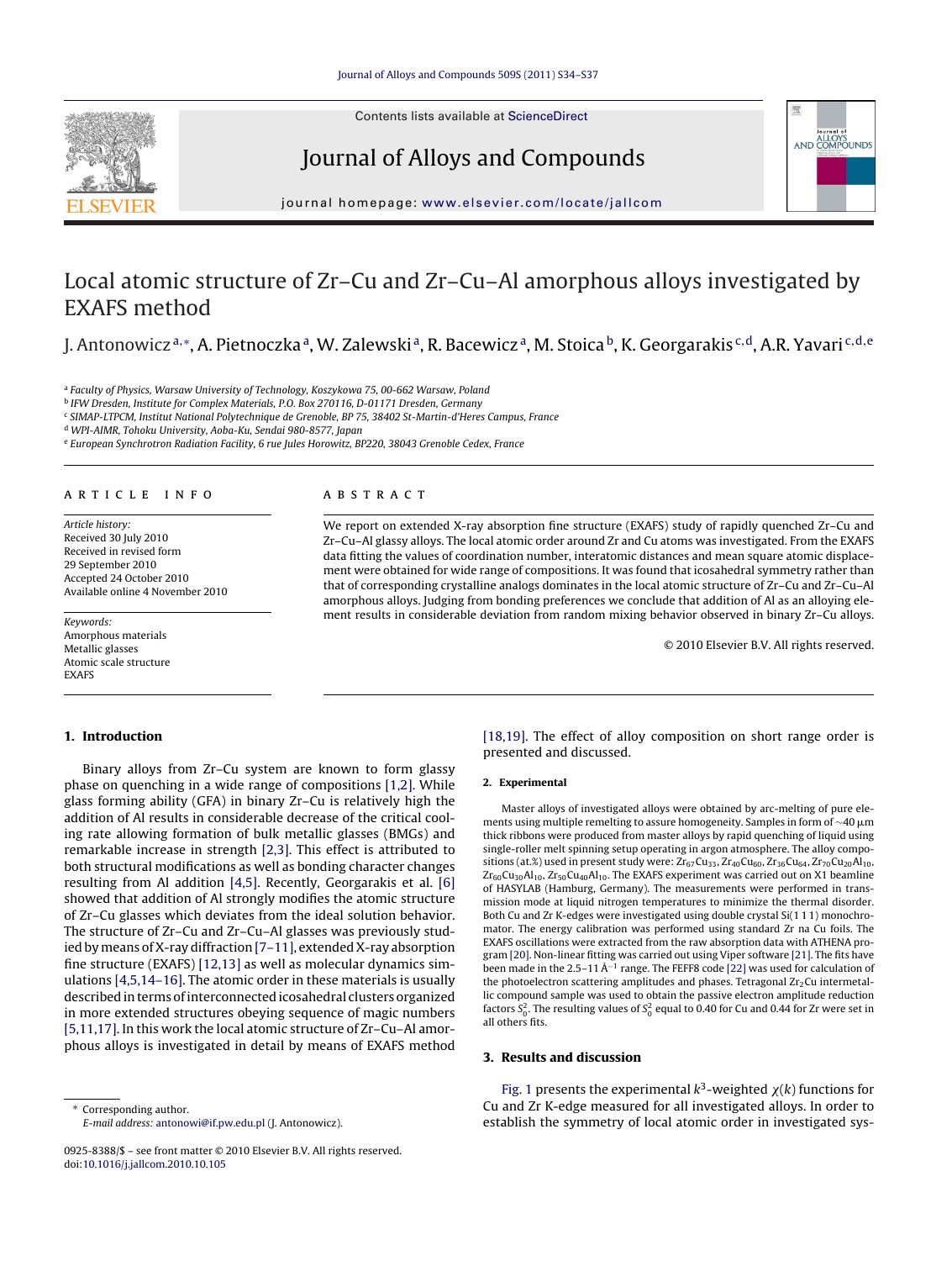# Local atomic structure of Zr–Cu and Zr–Cu–Al amorphous alloys investigated by EXAFS method

J. Antonowicz [a,*], A. Pietnoczka [a], W. Zalewski [a], R. Bacewicz [a], M. Stoica [b], K. Georgarakis [c,d], A.R. Yavari [c,d,e]

[a] Faculty of Physics, Warsaw University of Technology, Koszykowa 75, 00-662 Warsaw, Poland
[b] IFW Dresden, Institute for Complex Materials, P.O. Box 270116, D-01171 Dresden, Germany
[c] SIMAP-LTPCM, Institut National Polytechnique de Grenoble, BP 75, 38402 St-Martin-d'Heres Campus, France
[d] WPI-AIMR, Tohoku University, Aoba-Ku, Sendai 980-8577, Japan
[e] European Synchrotron Radiation Facility, 6 rue Jules Horowitz, BP220, 38043 Grenoble Cedex, France

## ARTICLE INFO

*Article history:*
Received 30 July 2010
Received in revised form 29 September 2010
Accepted 24 October 2010
Available online 4 November 2010

*Keywords:*
Amorphous materials
Metallic glasses
Atomic scale structure
EXAFS

## ABSTRACT

We report on extended X-ray absorption fine structure (EXAFS) study of rapidly quenched Zr–Cu and Zr–Cu–Al glassy alloys. The local atomic order around Zr and Cu atoms was investigated. From the EXAFS data fitting the values of coordination number, interatomic distances and mean square atomic displacement were obtained for wide range of compositions. It was found that icosahedral symmetry rather than that of corresponding crystalline analogs dominates in the local atomic structure of Zr–Cu and Zr–Cu–Al amorphous alloys. Judging from bonding preferences we conclude that addition of Al as an alloying element results in considerable deviation from random mixing behavior observed in binary Zr–Cu alloys.

© 2010 Elsevier B.V. All rights reserved.

## 1. Introduction

Binary alloys from Zr–Cu system are known to form glassy phase on quenching in a wide range of compositions [1,2]. While glass forming ability (GFA) in binary Zr–Cu is relatively high the addition of Al results in considerable decrease of the critical cooling rate allowing formation of bulk metallic glasses (BMGs) and remarkable increase in strength [2,3]. This effect is attributed to both structural modifications as well as bonding character changes resulting from Al addition [4,5]. Recently, Georgarakis et al. [6] showed that addition of Al strongly modifies the atomic structure of Zr–Cu glasses which deviates from the ideal solution behavior. The structure of Zr–Cu and Zr–Cu–Al glasses was previously studied by means of X-ray diffraction [7–11], extended X-ray absorption fine structure (EXAFS) [12,13] as well as molecular dynamics simulations [4,5,14–16]. The atomic order in these materials is usually described in terms of interconnected icosahedral clusters organized in more extended structures obeying sequence of magic numbers [5,11,17]. In this work the local atomic structure of Zr–Cu–Al amorphous alloys is investigated in detail by means of EXAFS method [18,19]. The effect of alloy composition on short range order is presented and discussed.

### 2. Experimental

Master alloys of investigated alloys were obtained by arc-melting of pure elements using multiple remelting to assure homogeneity. Samples in form of ~40 μm thick ribbons were produced from master alloys by rapid quenching of liquid using single-roller melt spinning setup operating in argon atmosphere. The alloy compositions (at.%) used in present study were: $Zr_{67}Cu_{33}$, $Zr_{40}Cu_{60}$, $Zr_{36}Cu_{64}$, $Zr_{70}Cu_{20}Al_{10}$, $Zr_{60}Cu_{30}Al_{10}$, $Zr_{50}Cu_{40}Al_{10}$. The EXAFS experiment was carried out on X1 beamline of HASYLAB (Hamburg, Germany). The measurements were performed in transmission mode at liquid nitrogen temperatures to minimize the thermal disorder. Both Cu and Zr K-edges were investigated using double crystal Si(1 1 1) monochromator. The energy calibration was performed using standard Zr na Cu foils. The EXAFS oscillations were extracted from the raw absorption data with ATHENA program [20]. Non-linear fitting was carried out using Viper software [21]. The fits have been made in the 2.5–11 Å$^{-1}$ range. The FEFF8 code [22] was used for calculation of the photoelectron scattering amplitudes and phases. Tetragonal $Zr_2Cu$ intermetallic compound sample was used to obtain the passive electron amplitude reduction factors $S_0^2$. The resulting values of $S_0^2$ equal to 0.40 for Cu and 0.44 for Zr were set in all others fits.

## 3. Results and discussion

Fig. 1 presents the experimental $k^3$-weighted $\chi(k)$ functions for Cu and Zr K-edge measured for all investigated alloys. In order to establish the symmetry of local atomic order in investigated sys-

* Corresponding author.
E-mail address: antonowi@if.pw.edu.pl (J. Antonowicz).

0925-8388/$ – see front matter © 2010 Elsevier B.V. All rights reserved.
doi:10.1016/j.jallcom.2010.10.105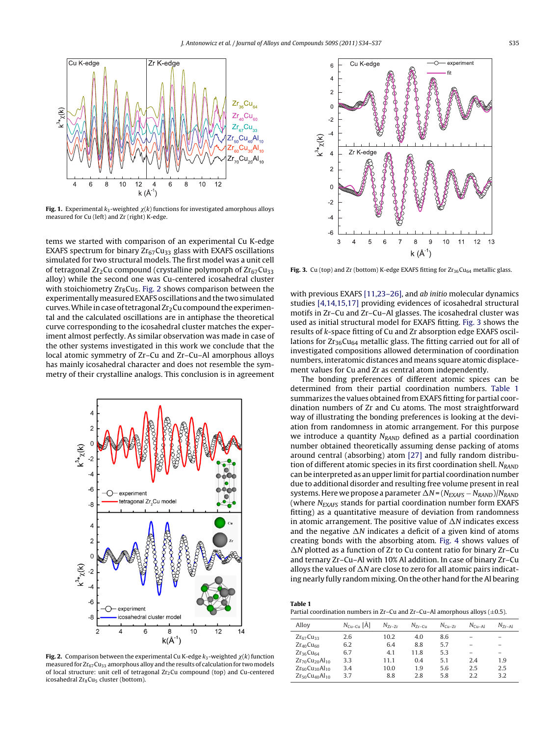**Fig. 1.** Experimental $k_3$-weighted $\chi(k)$ functions for investigated amorphous alloys measured for Cu (left) and Zr (right) K-edge.

tems we started with comparison of an experimental Cu K-edge EXAFS spectrum for $Zr_{67}Cu_{33}$ glass with EXAFS oscillations simulated for two structural models. The first model was a unit cell of tetragonal $Zr_2Cu$ compound (crystalline polymorph of $Zr_{67}Cu_{33}$ alloy) while the second one was Cu-centered icosahedral cluster with stoichiometry $Zr_8Cu_5$. Fig. 2 shows comparison between the experimentally measured EXAFS oscillations and the two simulated curves. While in case of tetragonal $Zr_2Cu$ compound the experimental and the calculated oscillations are in antiphase the theoretical curve corresponding to the icosahedral cluster matches the experiment almost perfectly. As similar observation was made in case of the other systems investigated in this work we conclude that the local atomic symmetry of Zr–Cu and Zr–Cu–Al amorphous alloys has mainly icosahedral character and does not resemble the symmetry of their crystalline analogs. This conclusion is in agreement with previous EXAFS [11,23–26], and *ab initio* molecular dynamics studies [4,14,15,17] providing evidences of icosahedral structural motifs in Zr–Cu and Zr–Cu–Al glasses. The icosahedral cluster was used as initial structural model for EXAFS fitting. Fig. 3 shows the results of $k$-space fitting of Cu and Zr absorption edge EXAFS oscillations for $Zr_{36}Cu_{64}$ metallic glass. The fitting carried out for all of investigated compositions allowed determination of coordination numbers, interatomic distances and means square atomic displacement values for Cu and Zr as central atom independently.

**Fig. 2.** Comparison between the experimental Cu K-edge $k_3$-weighted $\chi(k)$ function measured for $Zr_{67}Cu_{33}$ amorphous alloy and the results of calculation for two models of local structure: unit cell of tetragonal $Zr_2Cu$ compound (top) and Cu-centered icosahedral $Zr_8Cu_5$ cluster (bottom).

**Fig. 3.** Cu (top) and Zr (bottom) K-edge EXAFS fitting for $Zr_{36}Cu_{64}$ metallic glass.

The bonding preferences of different atomic spices can be determined from their partial coordination numbers. Table 1 summarizes the values obtained from EXAFS fitting for partial coordination numbers of Zr and Cu atoms. The most straightforward way of illustrating the bonding preferences is looking at the deviation from randomness in atomic arrangement. For this purpose we introduce a quantity $N_{RAND}$ defined as a partial coordination number obtained theoretically assuming dense packing of atoms around central (absorbing) atom [27] and fully random distribution of different atomic species in its first coordination shell. $N_{RAND}$ can be interpreted as an upper limit for partial coordination number due to additional disorder and resulting free volume present in real systems. Here we propose a parameter $\Delta N = (N_{EXAFS} - N_{RAND})/N_{RAND}$ (where $N_{EXAFS}$ stands for partial coordination number form EXAFS fitting) as a quantitative measure of deviation from randomness in atomic arrangement. The positive value of $\Delta N$ indicates excess and the negative $\Delta N$ indicates a deficit of a given kind of atoms creating bonds with the absorbing atom. Fig. 4 shows values of $\Delta N$ plotted as a function of Zr to Cu content ratio for binary Zr–Cu and ternary Zr–Cu–Al with 10% Al addition. In case of binary Zr–Cu alloys the values of $\Delta N$ are close to zero for all atomic pairs indicating nearly fully random mixing. On the other hand for the Al bearing

**Table 1**
Partial coordination numbers in Zr–Cu and Zr–Cu–Al amorphous alloys (±0.5).

| Alloy | $N_{Cu-Cu}$ [Å] | $N_{Zr-Zr}$ | $N_{Zr-Cu}$ | $N_{Cu-Zr}$ | $N_{Cu-Al}$ | $N_{Zr-Al}$ |
|---|---|---|---|---|---|---|
| $Zr_{67}Cu_{33}$ | 2.6 | 10.2 | 4.0 | 8.6 | – | – |
| $Zr_{40}Cu_{60}$ | 6.2 | 6.4 | 8.8 | 5.7 | – | – |
| $Zr_{36}Cu_{64}$ | 6.7 | 4.1 | 11.8 | 5.3 | – | – |
| $Zr_{70}Cu_{20}Al_{10}$ | 3.3 | 11.1 | 0.4 | 5.1 | 2.4 | 1.9 |
| $Zr_{60}Cu_{30}Al_{10}$ | 3.4 | 10.0 | 1.9 | 5.6 | 2.5 | 2.5 |
| $Zr_{50}Cu_{40}Al_{10}$ | 3.7 | 8.8 | 2.8 | 5.8 | 2.2 | 3.2 |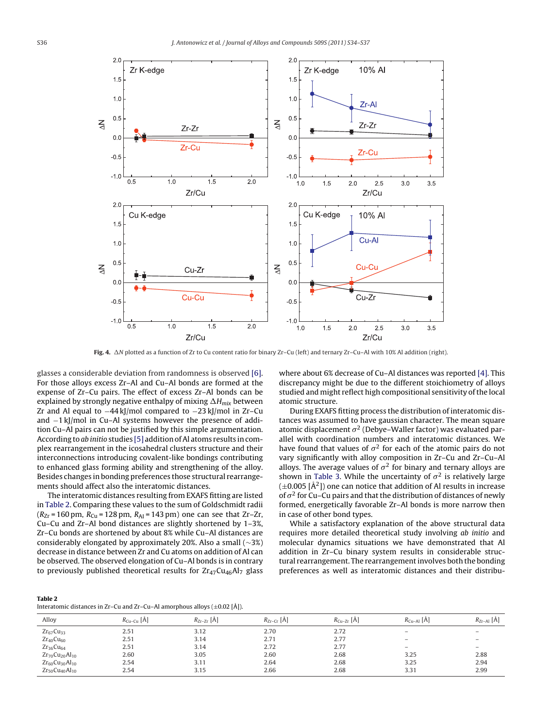Fig. 4. $\Delta N$ plotted as a function of Zr to Cu content ratio for binary Zr–Cu (left) and ternary Zr–Cu–Al with 10% Al addition (right).

glasses a considerable deviation from randomness is observed [6]. For those alloys excess Zr–Al and Cu–Al bonds are formed at the expense of Zr–Cu pairs. The effect of excess Zr–Al bonds can be explained by strongly negative enthalpy of mixing $\Delta H_{mix}$ between Zr and Al equal to −44 kJ/mol compared to −23 kJ/mol in Zr–Cu and −1 kJ/mol in Cu–Al systems however the presence of addition Cu–Al pairs can not be justified by this simple argumentation. According to *ab initio* studies [5] addition of Al atoms results in complex rearrangement in the icosahedral clusters structure and their interconnections introducing covalent-like bondings contributing to enhanced glass forming ability and strengthening of the alloy. Besides changes in bonding preferences those structural rearrangements should affect also the interatomic distances.

The interatomic distances resulting from EXAFS fitting are listed in Table 2. Comparing these values to the sum of Goldschmidt radii ($R_{Zr}$ = 160 pm, $R_{Cu}$ = 128 pm, $R_{Al}$ = 143 pm) one can see that Zr–Zr, Cu–Cu and Zr–Al bond distances are slightly shortened by 1–3%, Zr–Cu bonds are shortened by about 8% while Cu–Al distances are considerably elongated by approximately 20%. Also a small (∼3%) decrease in distance between Zr and Cu atoms on addition of Al can be observed. The observed elongation of Cu–Al bonds is in contrary to previously published theoretical results for $Zr_{47}Cu_{46}Al_7$ glass where about 6% decrease of Cu–Al distances was reported [4]. This discrepancy might be due to the different stoichiometry of alloys studied and might reflect high compositional sensitivity of the local atomic structure.

During EXAFS fitting process the distribution of interatomic distances was assumed to have gaussian character. The mean square atomic displacement $\sigma^2$ (Debye–Waller factor) was evaluated parallel with coordination numbers and interatomic distances. We have found that values of $\sigma^2$ for each of the atomic pairs do not vary significantly with alloy composition in Zr–Cu and Zr–Cu–Al alloys. The average values of $\sigma^2$ for binary and ternary alloys are shown in Table 3. While the uncertainty of $\sigma^2$ is relatively large (±0.005 [Å$^2$]) one can notice that addition of Al results in increase of $\sigma^2$ for Cu–Cu pairs and that the distribution of distances of newly formed, energetically favorable Zr–Al bonds is more narrow then in case of other bond types.

While a satisfactory explanation of the above structural data requires more detailed theoretical study involving *ab initio* and molecular dynamics situations we have demonstrated that Al addition in Zr–Cu binary system results in considerable structural rearrangement. The rearrangement involves both the bonding preferences as well as interatomic distances and their distribu-

**Table 2**
Interatomic distances in Zr–Cu and Zr–Cu–Al amorphous alloys (±0.02 [Å]).

| Alloy | $R_{Cu-Cu}$ [Å] | $R_{Zr-Zr}$ [Å] | $R_{Zr-Cr}$ [Å] | $R_{Cu-Zr}$ [Å] | $R_{Cu-Al}$ [Å] | $R_{Zr-Al}$ [Å] |
|---|---|---|---|---|---|---|
| $Zr_{67}Cu_{33}$ | 2.51 | 3.12 | 2.70 | 2.72 | – | – |
| $Zr_{40}Cu_{60}$ | 2.51 | 3.14 | 2.71 | 2.77 | – | – |
| $Zr_{36}Cu_{64}$ | 2.51 | 3.14 | 2.72 | 2.77 | – | – |
| $Zr_{70}Cu_{20}Al_{10}$ | 2.60 | 3.05 | 2.60 | 2.68 | 3.25 | 2.88 |
| $Zr_{60}Cu_{30}Al_{10}$ | 2.54 | 3.11 | 2.64 | 2.68 | 3.25 | 2.94 |
| $Zr_{50}Cu_{40}Al_{10}$ | 2.54 | 3.15 | 2.66 | 2.68 | 3.31 | 2.99 |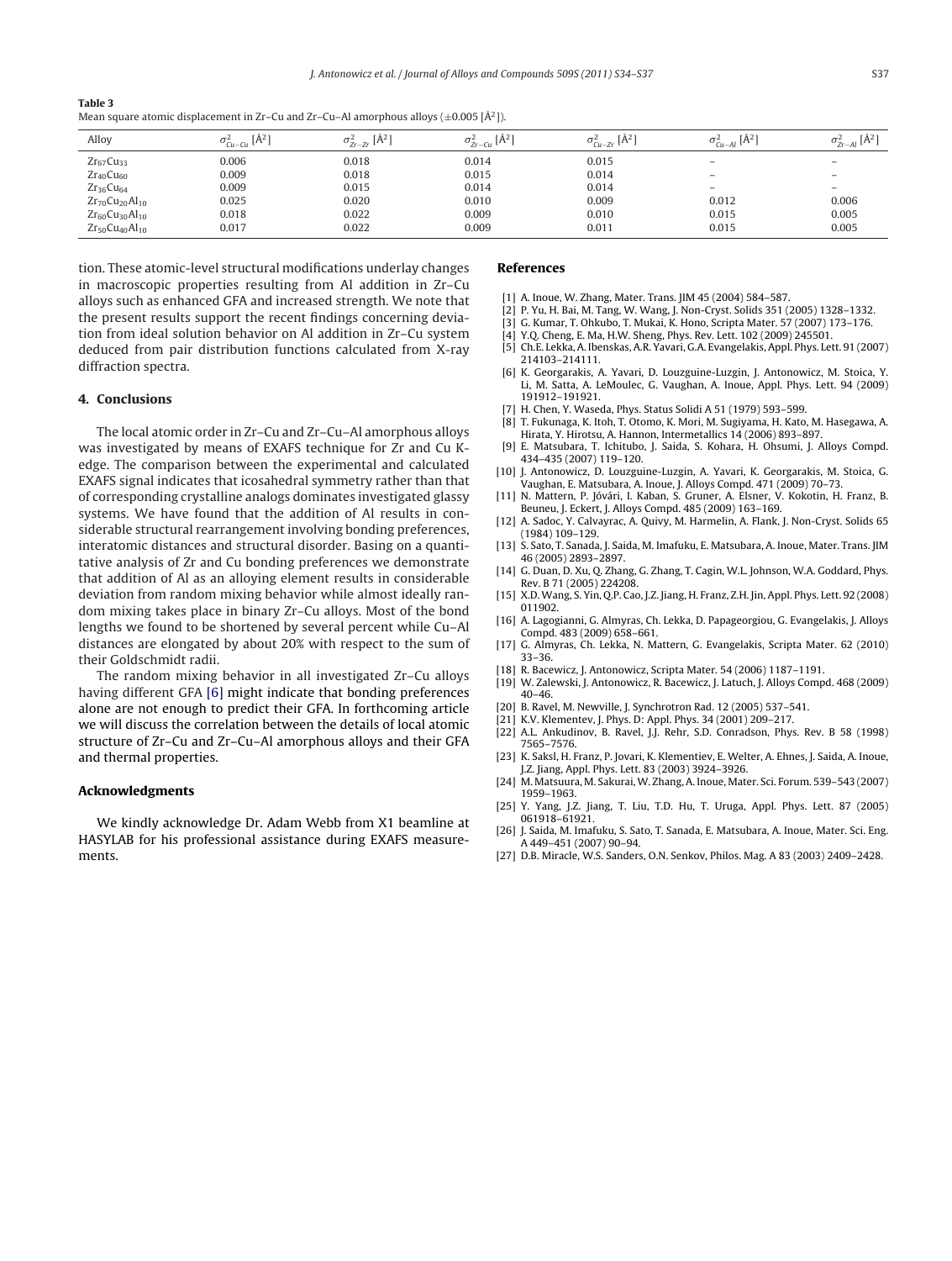**Table 3**
Mean square atomic displacement in Zr–Cu and Zr–Cu–Al amorphous alloys (±0.005 [Å$^2$]).

| Alloy | $\sigma^2_{Cu-Cu}$ [Å$^2$] | $\sigma^2_{Zr-Zr}$ [Å$^2$] | $\sigma^2_{Zr-Cu}$ [Å$^2$] | $\sigma^2_{Cu-Zr}$ [Å$^2$] | $\sigma^2_{Cu-Al}$ [Å$^2$] | $\sigma^2_{Zr-Al}$ [Å$^2$] |
|---|---|---|---|---|---|---|
| $Zr_{67}Cu_{33}$ | 0.006 | 0.018 | 0.014 | 0.015 | – | – |
| $Zr_{40}Cu_{60}$ | 0.009 | 0.018 | 0.015 | 0.014 | – | – |
| $Zr_{36}Cu_{64}$ | 0.009 | 0.015 | 0.014 | 0.014 | – | – |
| $Zr_{70}Cu_{20}Al_{10}$ | 0.025 | 0.020 | 0.010 | 0.009 | 0.012 | 0.006 |
| $Zr_{60}Cu_{30}Al_{10}$ | 0.018 | 0.022 | 0.009 | 0.010 | 0.015 | 0.005 |
| $Zr_{50}Cu_{40}Al_{10}$ | 0.017 | 0.022 | 0.009 | 0.011 | 0.015 | 0.005 |

tion. These atomic-level structural modifications underlay changes in macroscopic properties resulting from Al addition in Zr–Cu alloys such as enhanced GFA and increased strength. We note that the present results support the recent findings concerning deviation from ideal solution behavior on Al addition in Zr–Cu system deduced from pair distribution functions calculated from X-ray diffraction spectra.

## 4. Conclusions

The local atomic order in Zr–Cu and Zr–Cu–Al amorphous alloys was investigated by means of EXAFS technique for Zr and Cu K-edge. The comparison between the experimental and calculated EXAFS signal indicates that icosahedral symmetry rather than that of corresponding crystalline analogs dominates investigated glassy systems. We have found that the addition of Al results in considerable structural rearrangement involving bonding preferences, interatomic distances and structural disorder. Basing on a quantitative analysis of Zr and Cu bonding preferences we demonstrate that addition of Al as an alloying element results in considerable deviation from random mixing behavior while almost ideally random mixing takes place in binary Zr–Cu alloys. Most of the bond lengths we found to be shortened by several percent while Cu–Al distances are elongated by about 20% with respect to the sum of their Goldschmidt radii.

The random mixing behavior in all investigated Zr–Cu alloys having different GFA [6] might indicate that bonding preferences alone are not enough to predict their GFA. In forthcoming article we will discuss the correlation between the details of local atomic structure of Zr–Cu and Zr–Cu–Al amorphous alloys and their GFA and thermal properties.

## Acknowledgments

We kindly acknowledge Dr. Adam Webb from X1 beamline at HASYLAB for his professional assistance during EXAFS measurements.

## References

[1] A. Inoue, W. Zhang, Mater. Trans. JIM 45 (2004) 584–587.
[2] P. Yu, H. Bai, M. Tang, W. Wang, J. Non-Cryst. Solids 351 (2005) 1328–1332.
[3] G. Kumar, T. Ohkubo, T. Mukai, K. Hono, Scripta Mater. 57 (2007) 173–176.
[4] Y.Q. Cheng, E. Ma, H.W. Sheng, Phys. Rev. Lett. 102 (2009) 245501.
[5] Ch.E. Lekka, A. Ibenskas, A.R. Yavari, G.A. Evangelakis, Appl. Phys. Lett. 91 (2007) 214103–214111.
[6] K. Georgarakis, A. Yavari, D. Louzguine-Luzgin, J. Antonowicz, M. Stoica, Y. Li, M. Satta, A. LeMoulec, G. Vaughan, A. Inoue, Appl. Phys. Lett. 94 (2009) 191912–191921.
[7] H. Chen, Y. Waseda, Phys. Status Solidi A 51 (1979) 593–599.
[8] T. Fukunaga, K. Itoh, T. Otomo, K. Mori, M. Sugiyama, H. Kato, M. Hasegawa, A. Hirata, Y. Hirotsu, A. Hannon, Intermetallics 14 (2006) 893–897.
[9] E. Matsubara, T. Ichitubo, J. Saida, S. Kohara, H. Ohsumi, J. Alloys Compd. 434–435 (2007) 119–120.
[10] J. Antonowicz, D. Louzguine-Luzgin, A. Yavari, K. Georgarakis, M. Stoica, G. Vaughan, E. Matsubara, A. Inoue, J. Alloys Compd. 471 (2009) 70–73.
[11] N. Mattern, P. Jóvári, I. Kaban, S. Gruner, A. Elsner, V. Kokotin, H. Franz, B. Beuneu, J. Eckert, J. Alloys Compd. 485 (2009) 163–169.
[12] A. Sadoc, Y. Calvayrac, A. Quivy, M. Harmelin, A. Flank, J. Non-Cryst. Solids 65 (1984) 109–129.
[13] S. Sato, T. Sanada, J. Saida, M. Imafuku, E. Matsubara, A. Inoue, Mater. Trans. JIM 46 (2005) 2893–2897.
[14] G. Duan, D. Xu, Q. Zhang, G. Zhang, T. Cagin, W.L. Johnson, W.A. Goddard, Phys. Rev. B 71 (2005) 224208.
[15] X.D. Wang, S. Yin, Q.P. Cao, J.Z. Jiang, H. Franz, Z.H. Jin, Appl. Phys. Lett. 92 (2008) 011902.
[16] A. Lagogianni, G. Almyras, Ch. Lekka, D. Papageorgiou, G. Evangelakis, J. Alloys Compd. 483 (2009) 658–661.
[17] G. Almyras, Ch. Lekka, N. Mattern, G. Evangelakis, Scripta Mater. 62 (2010) 33–36.
[18] R. Bacewicz, J. Antonowicz, Scripta Mater. 54 (2006) 1187–1191.
[19] W. Zalewski, J. Antonowicz, R. Bacewicz, J. Latuch, J. Alloys Compd. 468 (2009) 40–46.
[20] B. Ravel, M. Newville, J. Synchrotron Rad. 12 (2005) 537–541.
[21] K.V. Klementev, J. Phys. D: Appl. Phys. 34 (2001) 209–217.
[22] A.L. Ankudinov, B. Ravel, J.J. Rehr, S.D. Conradson, Phys. Rev. B 58 (1998) 7565–7576.
[23] K. Saksl, H. Franz, P. Jovari, K. Klementiev, E. Welter, A. Ehnes, J. Saida, A. Inoue, J.Z. Jiang, Appl. Phys. Lett. 83 (2003) 3924–3926.
[24] M. Matsuura, M. Sakurai, W. Zhang, A. Inoue, Mater. Sci. Forum. 539–543 (2007) 1959–1963.
[25] Y. Yang, J.Z. Jiang, T. Liu, T.D. Hu, T. Uruga, Appl. Phys. Lett. 87 (2005) 061918–61921.
[26] J. Saida, M. Imafuku, S. Sato, T. Sanada, E. Matsubara, A. Inoue, Mater. Sci. Eng. A 449–451 (2007) 90–94.
[27] D.B. Miracle, W.S. Sanders, O.N. Senkov, Philos. Mag. A 83 (2003) 2409–2428.